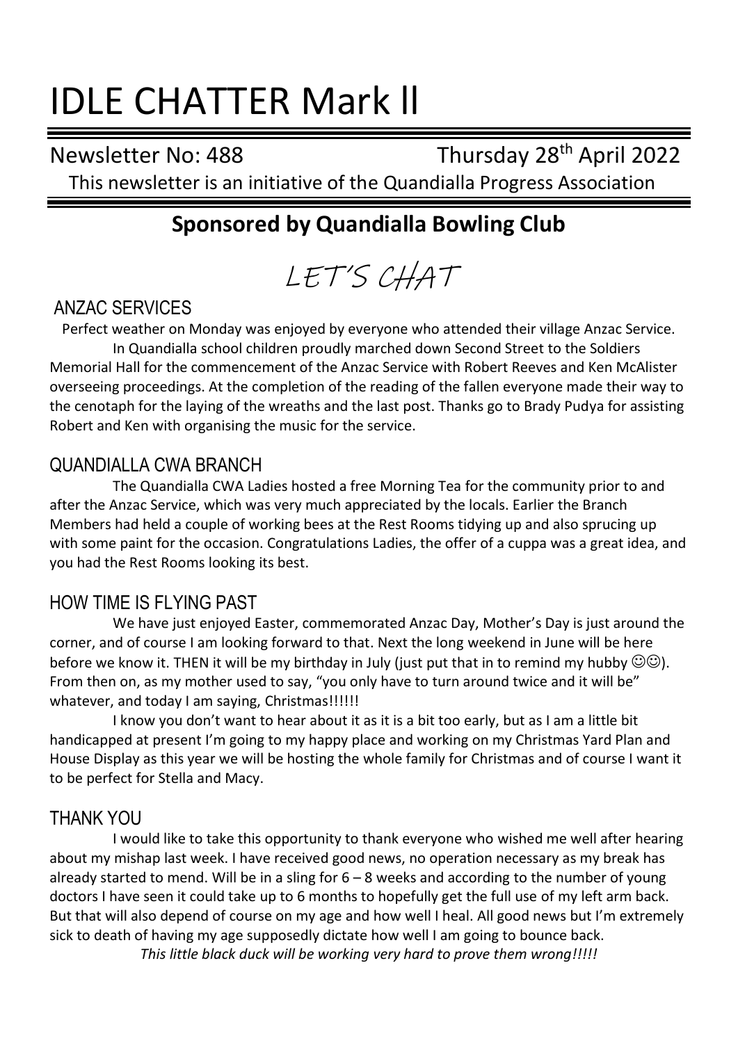# IDLE CHATTER Mark ll

Newsletter No: 488 Thursday 28th April 2022

This newsletter is an initiative of the Quandialla Progress Association

## Sponsored by Quandialla Bowling Club

LET'S CHAT

### ANZAC SERVICES

Perfect weather on Monday was enjoyed by everyone who attended their village Anzac Service.

In Quandialla school children proudly marched down Second Street to the Soldiers Memorial Hall for the commencement of the Anzac Service with Robert Reeves and Ken McAlister overseeing proceedings. At the completion of the reading of the fallen everyone made their way to the cenotaph for the laying of the wreaths and the last post. Thanks go to Brady Pudya for assisting Robert and Ken with organising the music for the service.

### QUANDIALLA CWA BRANCH

The Quandialla CWA Ladies hosted a free Morning Tea for the community prior to and after the Anzac Service, which was very much appreciated by the locals. Earlier the Branch Members had held a couple of working bees at the Rest Rooms tidying up and also sprucing up with some paint for the occasion. Congratulations Ladies, the offer of a cuppa was a great idea, and you had the Rest Rooms looking its best.

### HOW TIME IS FLYING PAST

We have just enjoyed Easter, commemorated Anzac Day, Mother's Day is just around the corner, and of course I am looking forward to that. Next the long weekend in June will be here before we know it. THEN it will be my birthday in July (just put that in to remind my hubby ☺☺). From then on, as my mother used to say, "you only have to turn around twice and it will be" whatever, and today I am saying, Christmas!!!!!!

I know you don't want to hear about it as it is a bit too early, but as I am a little bit handicapped at present I'm going to my happy place and working on my Christmas Yard Plan and House Display as this year we will be hosting the whole family for Christmas and of course I want it to be perfect for Stella and Macy.

### THANK YOU

I would like to take this opportunity to thank everyone who wished me well after hearing about my mishap last week. I have received good news, no operation necessary as my break has already started to mend. Will be in a sling for 6 – 8 weeks and according to the number of young doctors I have seen it could take up to 6 months to hopefully get the full use of my left arm back. But that will also depend of course on my age and how well I heal. All good news but I'm extremely sick to death of having my age supposedly dictate how well I am going to bounce back.

*This little black duck will be working very hard to prove them wrong!!!!!*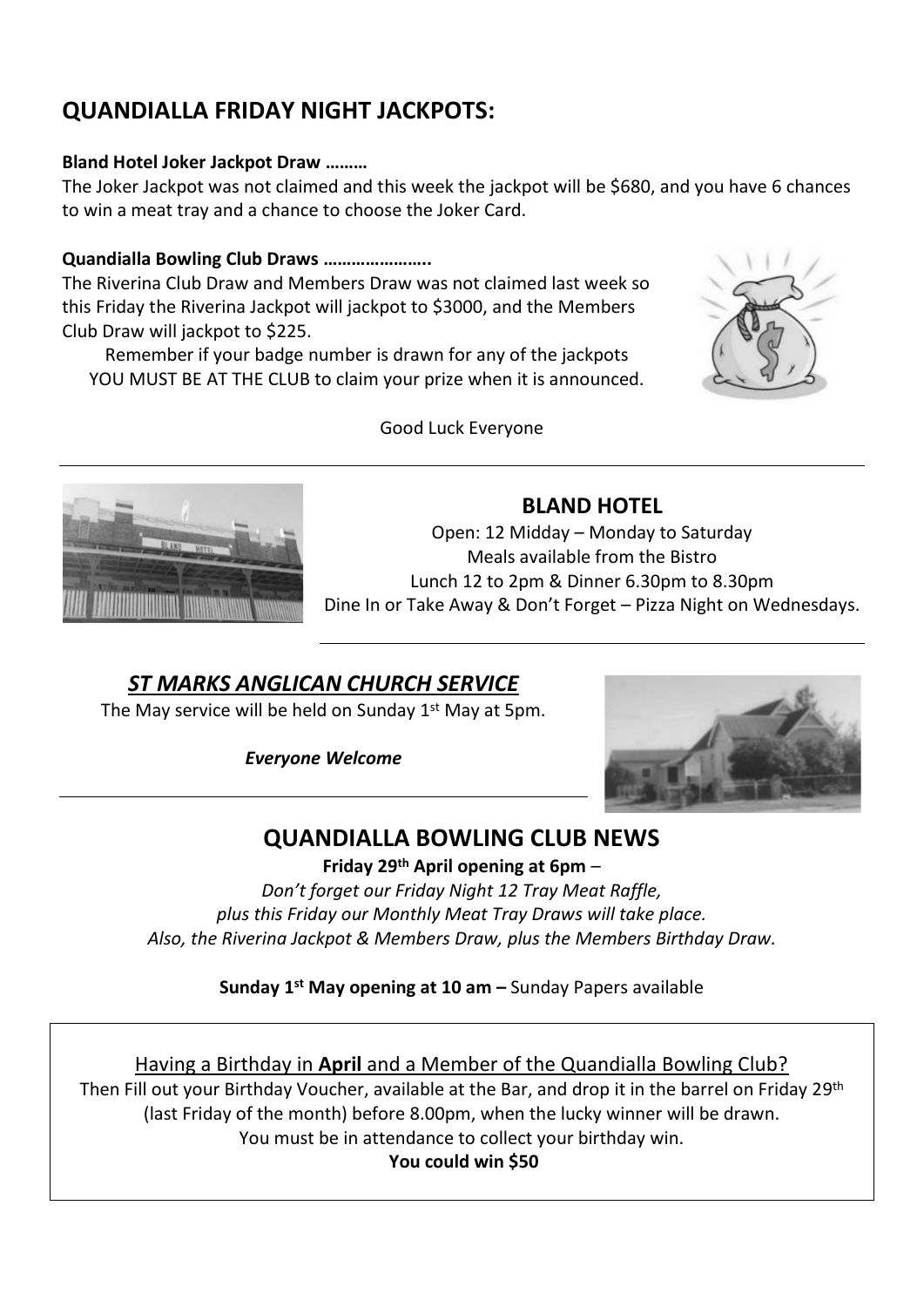## QUANDIALLA FRIDAY NIGHT JACKPOTS:

**Bland Hotel Joker Jackpot Draw ………**

The Joker Jackpot was not claimed and this week the jackpot will be $680, and you have 6 chances to win a meat tray and a chance to choose the Joker Card.

**Quandialla Bowling Club Draws …………………..**

The Riverina Club Draw and Members Draw was not claimed last week so this Friday the Riverina Jackpot will jackpot to $3000, and the Members Club Draw will jackpot to $225.

Remember if your badge number is drawn for any of the jackpots YOU MUST BE AT THE CLUB to claim your prize when it is announced.

Good Luck Everyone

---

## BLAND HOTEL

Open: 12 Midday – Monday to Saturday
Meals available from the Bistro
Lunch 12 to 2pm & Dinner 6.30pm to 8.30pm
Dine In or Take Away & Don't Forget – Pizza Night on Wednesdays.

---

## *ST MARKS ANGLICAN CHURCH SERVICE*

The May service will be held on Sunday 1st May at 5pm.

*Everyone Welcome*

---

## QUANDIALLA BOWLING CLUB NEWS

**Friday 29th April opening at 6pm** –

*Don't forget our Friday Night 12 Tray Meat Raffle,*
*plus this Friday our Monthly Meat Tray Draws will take place.*
*Also, the Riverina Jackpot & Members Draw, plus the Members Birthday Draw.*

**Sunday 1st May opening at 10 am –** Sunday Papers available

---

Having a Birthday in **April** and a Member of the Quandialla Bowling Club?

Then Fill out your Birthday Voucher, available at the Bar, and drop it in the barrel on Friday 29th (last Friday of the month) before 8.00pm, when the lucky winner will be drawn.
You must be in attendance to collect your birthday win.

**You could win $50**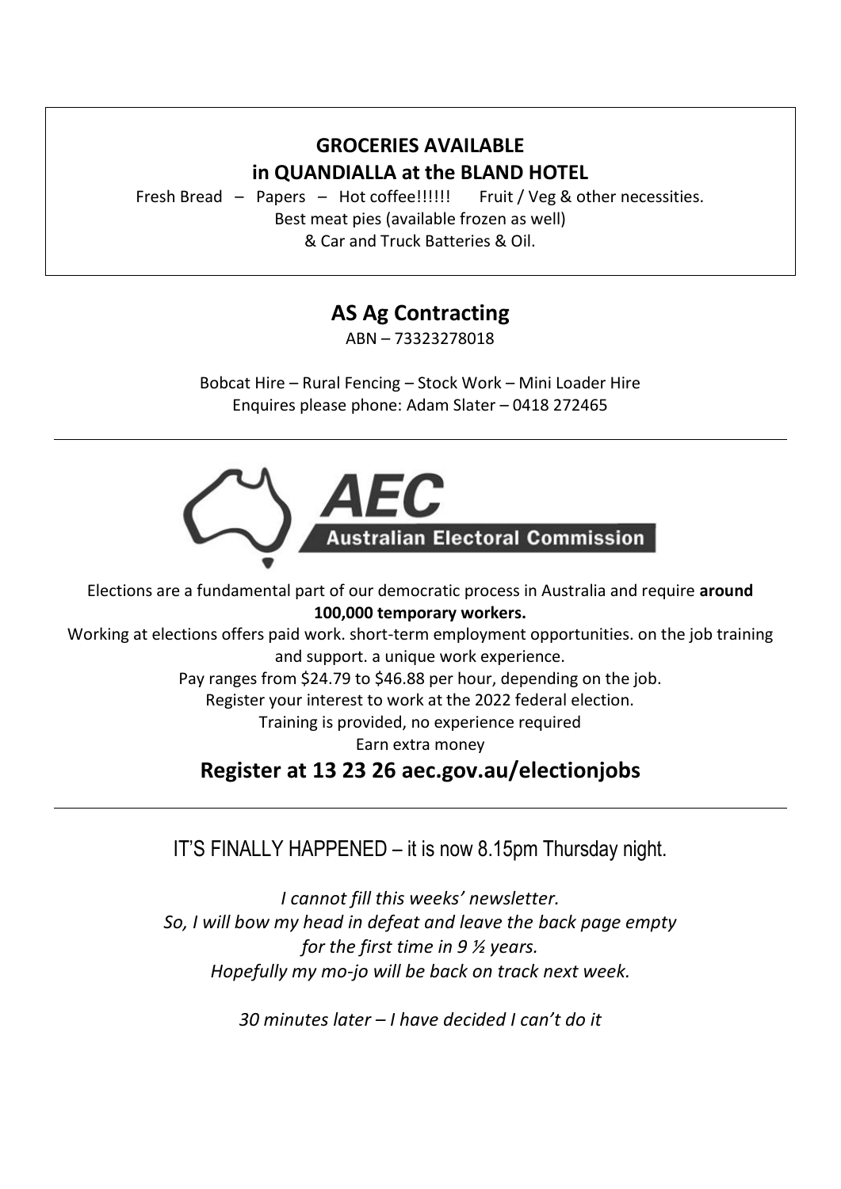**GROCERIES AVAILABLE**
**in QUANDIALLA at the BLAND HOTEL**

Fresh Bread – Papers – Hot coffee!!!!!! Fruit / Veg & other necessities.
Best meat pies (available frozen as well)
& Car and Truck Batteries & Oil.

## AS Ag Contracting

ABN – 73323278018

Bobcat Hire – Rural Fencing – Stock Work – Mini Loader Hire
Enquires please phone: Adam Slater – 0418 272465

---

**AEC**
**Australian Electoral Commission**

Elections are a fundamental part of our democratic process in Australia and require **around 100,000 temporary workers.**
Working at elections offers paid work. short-term employment opportunities. on the job training and support. a unique work experience.
Pay ranges from $24.79 to $46.88 per hour, depending on the job.
Register your interest to work at the 2022 federal election.
Training is provided, no experience required
Earn extra money

## Register at 13 23 26 aec.gov.au/electionjobs

---

IT'S FINALLY HAPPENED – it is now 8.15pm Thursday night.

*I cannot fill this weeks' newsletter.*
*So, I will bow my head in defeat and leave the back page empty*
*for the first time in 9 ½ years.*
*Hopefully my mo-jo will be back on track next week.*

*30 minutes later – I have decided I can't do it*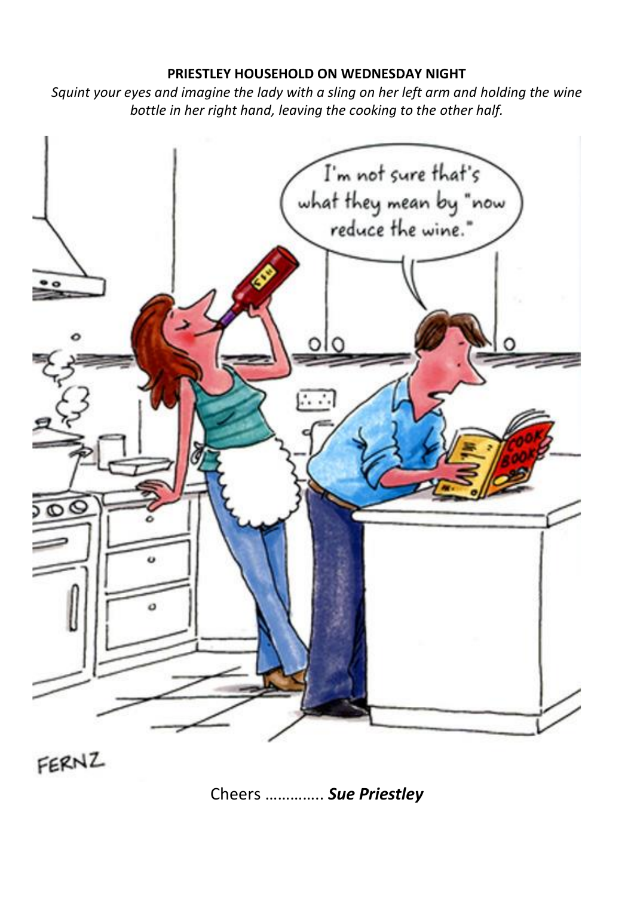**PRIESTLEY HOUSEHOLD ON WEDNESDAY NIGHT**

*Squint your eyes and imagine the lady with a sling on her left arm and holding the wine bottle in her right hand, leaving the cooking to the other half.*

I'm not sure that's what they mean by "now reduce the wine."

FERNZ

Cheers …………. ***Sue Priestley***